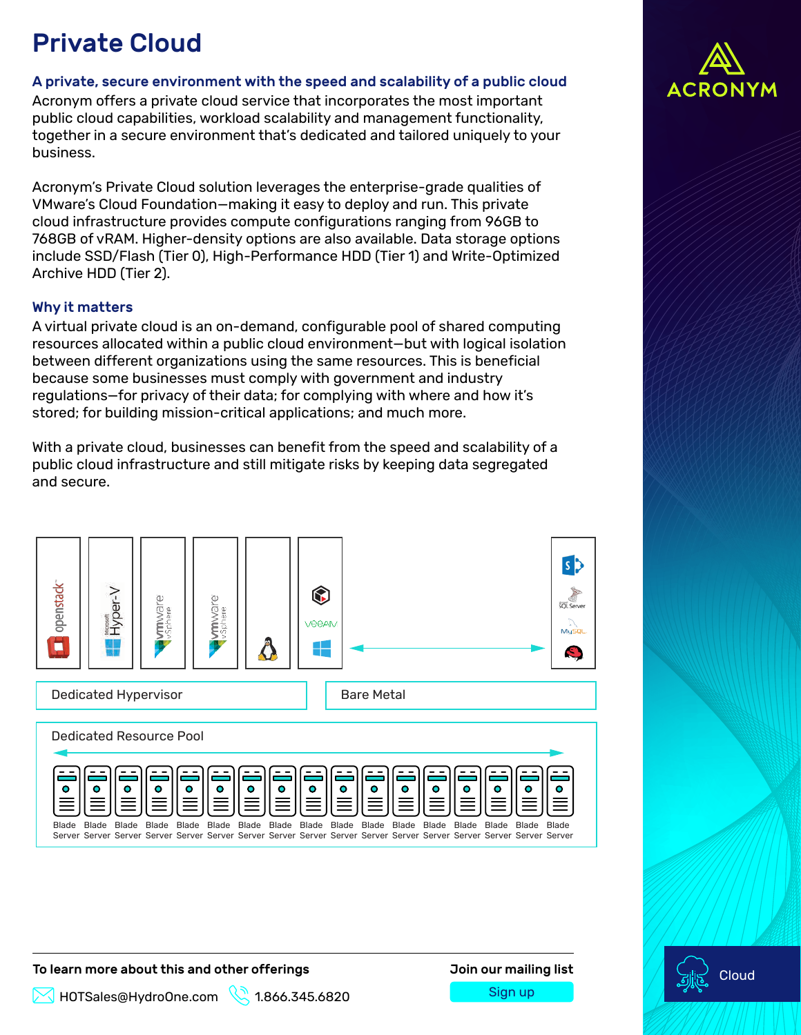# Private Cloud

### A private, secure environment with the speed and scalability of a public cloud

Acronym offers a private cloud service that incorporates the most important public cloud capabilities, workload scalability and management functionality, together in a secure environment that's dedicated and tailored uniquely to your business.

Acronym's Private Cloud solution leverages the enterprise-grade qualities of VMware's Cloud Foundation—making it easy to deploy and run. This private cloud infrastructure provides compute configurations ranging from 96GB to 768GB of vRAM. Higher-density options are also available. Data storage options include SSD/Flash (Tier 0), High-Performance HDD (Tier 1) and Write-Optimized Archive HDD (Tier 2).

### Why it matters

A virtual private cloud is an on-demand, configurable pool of shared computing resources allocated within a public cloud environment—but with logical isolation between different organizations using the same resources. This is beneficial because some businesses must comply with government and industry regulations—for privacy of their data; for complying with where and how it's stored; for building mission-critical applications; and much more.

With a private cloud, businesses can benefit from the speed and scalability of a public cloud infrastructure and still mitigate risks by keeping data segregated and secure.

openstack | Microsoft Hyper-V | vmware vSphere | vmware vSphere | VEEAM | SQL Server | MySQL

Dedicated Hypervisor

Bare Metal

Dedicated Resource Pool

Blade Server | Blade Server | Blade Server | Blade Server | Blade Server | Blade Server | Blade Server | Blade Server | Blade Server | Blade Server | Blade Server | Blade Server | Blade Server | Blade Server | Blade Server | Blade Server | Blade Server

**To learn more about this and other offerings**

HOTSales@HydroOne.com 1.866.345.6820

**Join our mailing list**

Sign up

ACRONYM

Cloud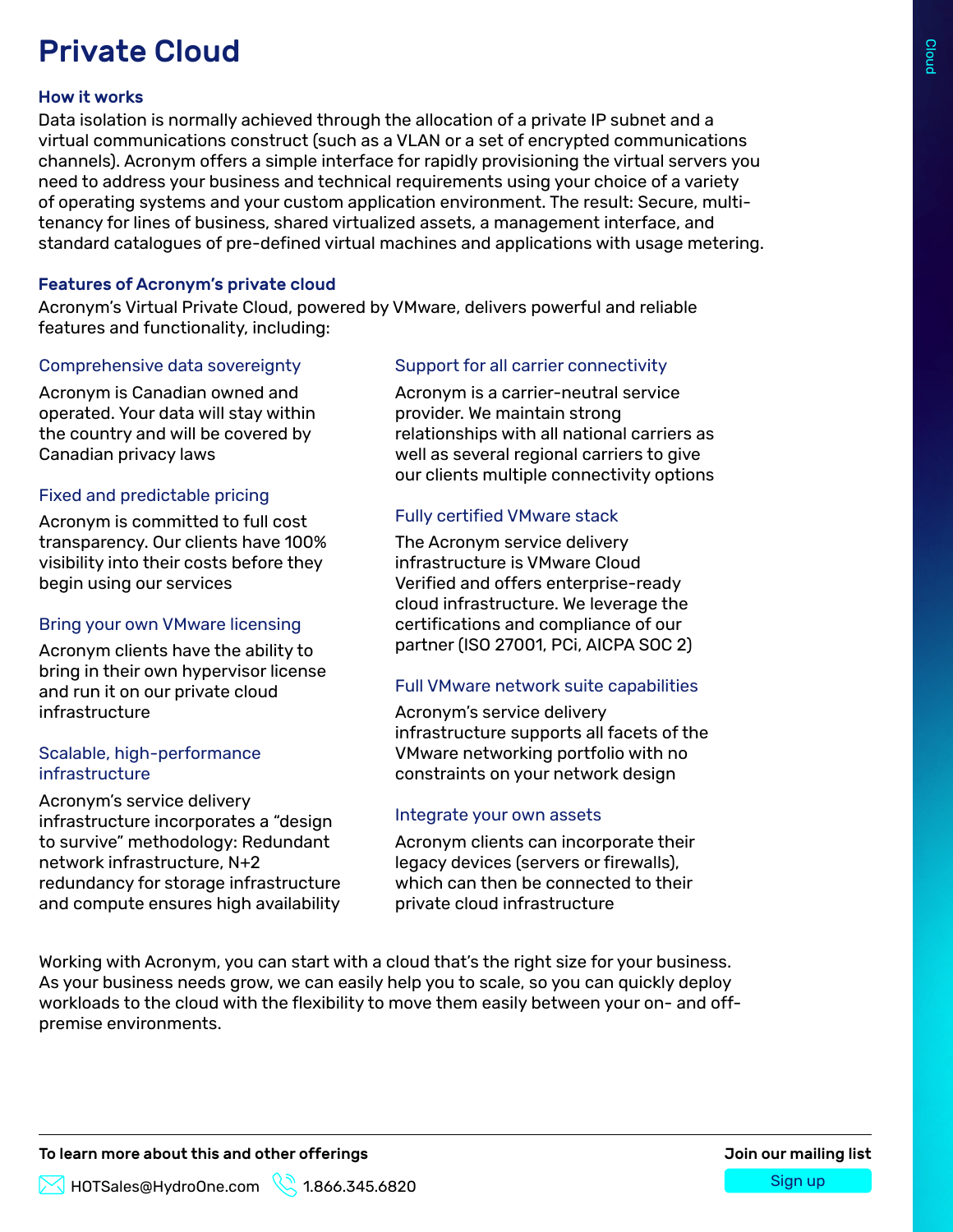# Private Cloud

### How it works

Data isolation is normally achieved through the allocation of a private IP subnet and a virtual communications construct (such as a VLAN or a set of encrypted communications channels). Acronym offers a simple interface for rapidly provisioning the virtual servers you need to address your business and technical requirements using your choice of a variety of operating systems and your custom application environment. The result: Secure, multi-tenancy for lines of business, shared virtualized assets, a management interface, and standard catalogues of pre-defined virtual machines and applications with usage metering.

### Features of Acronym's private cloud

Acronym's Virtual Private Cloud, powered by VMware, delivers powerful and reliable features and functionality, including:

#### Comprehensive data sovereignty

Acronym is Canadian owned and operated. Your data will stay within the country and will be covered by Canadian privacy laws

#### Fixed and predictable pricing

Acronym is committed to full cost transparency. Our clients have 100% visibility into their costs before they begin using our services

#### Bring your own VMware licensing

Acronym clients have the ability to bring in their own hypervisor license and run it on our private cloud infrastructure

#### Scalable, high-performance infrastructure

Acronym's service delivery infrastructure incorporates a "design to survive" methodology: Redundant network infrastructure, N+2 redundancy for storage infrastructure and compute ensures high availability

#### Support for all carrier connectivity

Acronym is a carrier-neutral service provider. We maintain strong relationships with all national carriers as well as several regional carriers to give our clients multiple connectivity options

#### Fully certified VMware stack

The Acronym service delivery infrastructure is VMware Cloud Verified and offers enterprise-ready cloud infrastructure. We leverage the certifications and compliance of our partner (ISO 27001, PCi, AICPA SOC 2)

#### Full VMware network suite capabilities

Acronym's service delivery infrastructure supports all facets of the VMware networking portfolio with no constraints on your network design

#### Integrate your own assets

Acronym clients can incorporate their legacy devices (servers or firewalls), which can then be connected to their private cloud infrastructure

Working with Acronym, you can start with a cloud that's the right size for your business. As your business needs grow, we can easily help you to scale, so you can quickly deploy workloads to the cloud with the flexibility to move them easily between your on- and off-premise environments.

---

**To learn more about this and other offerings**

HOTSales@HydroOne.com 1.866.345.6820

**Join our mailing list**

Sign up